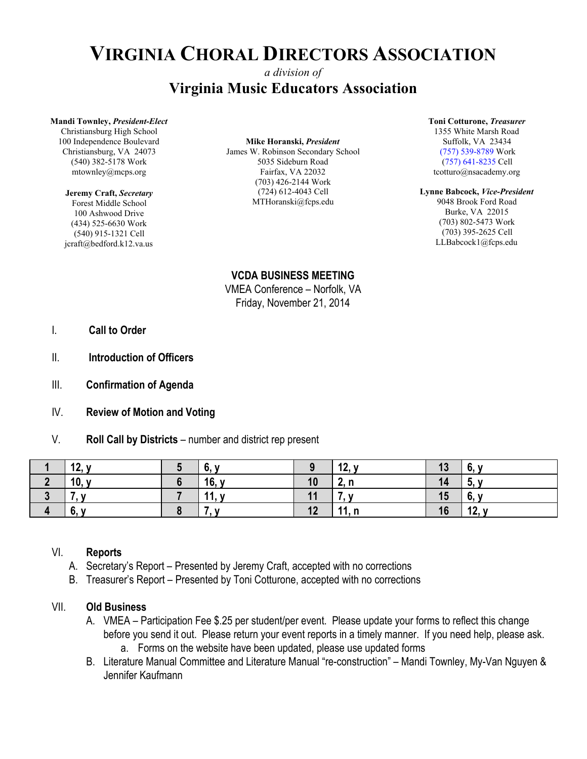# VIRGINIA CHORAL DIRECTORS ASSOCIATION

*a division of*

## Virginia Music Educators Association

**Mandi Townley, *President-Elect***
Christiansburg High School
100 Independence Boulevard
Christiansburg, VA 24073
(540) 382-5178 Work
mtownley@mcps.org

**Jeremy Craft, *Secretary***
Forest Middle School
100 Ashwood Drive
(434) 525-6630 Work
(540) 915-1321 Cell
jcraft@bedford.k12.va.us

**Mike Horanski, *President***
James W. Robinson Secondary School
5035 Sideburn Road
Fairfax, VA 22032
(703) 426-2144 Work
(724) 612-4043 Cell
MTHoranski@fcps.edu

**Toni Cotturone, *Treasurer***
1355 White Marsh Road
Suffolk, VA 23434
(757) 539-8789 Work
(757) 641-8235 Cell
tcotturo@nsacademy.org

**Lynne Babcock, *Vice-President***
9048 Brook Ford Road
Burke, VA 22015
(703) 802-5473 Work
(703) 395-2625 Cell
LLBabcock1@fcps.edu

**VCDA BUSINESS MEETING**
VMEA Conference – Norfolk, VA
Friday, November 21, 2014

I. **Call to Order**

II. **Introduction of Officers**

III. **Confirmation of Agenda**

IV. **Review of Motion and Voting**

V. **Roll Call by Districts** – number and district rep present

| 1 | 12, y | 5 | 6, y | 9 | 12, y | 13 | 6, y |
|---|---|---|---|---|---|---|---|
| 2 | 10, y | 6 | 16, y | 10 | 2, n | 14 | 5, y |
| 3 | 7, y | 7 | 11, y | 11 | 7, y | 15 | 6, y |
| 4 | 6, y | 8 | 7, y | 12 | 11, n | 16 | 12, y |

VI. **Reports**

A. Secretary's Report – Presented by Jeremy Craft, accepted with no corrections
B. Treasurer's Report – Presented by Toni Cotturone, accepted with no corrections

VII. **Old Business**

A. VMEA – Participation Fee $.25 per student/per event. Please update your forms to reflect this change before you send it out. Please return your event reports in a timely manner. If you need help, please ask.
   a. Forms on the website have been updated, please use updated forms
B. Literature Manual Committee and Literature Manual "re-construction" – Mandi Townley, My-Van Nguyen & Jennifer Kaufmann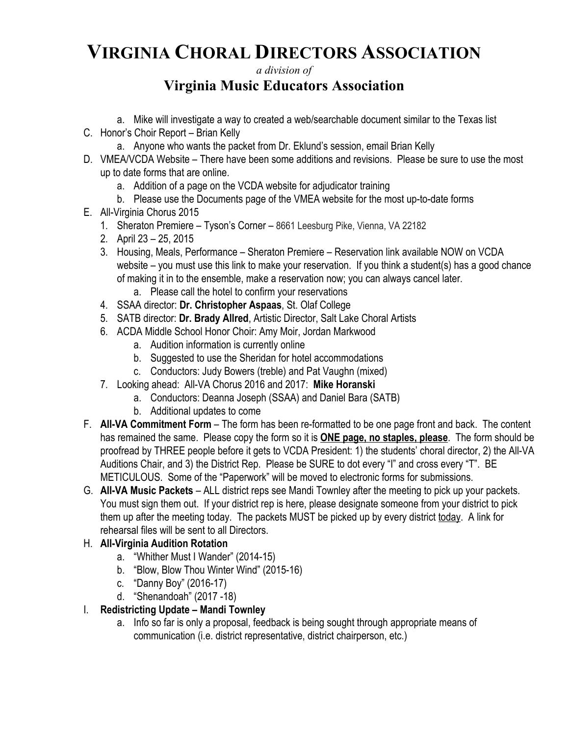# VIRGINIA CHORAL DIRECTORS ASSOCIATION

*a division of*

## Virginia Music Educators Association

  - a. Mike will investigate a way to created a web/searchable document similar to the Texas list

C. Honor's Choir Report – Brian Kelly
  - a. Anyone who wants the packet from Dr. Eklund's session, email Brian Kelly

D. VMEA/VCDA Website – There have been some additions and revisions. Please be sure to use the most up to date forms that are online.
  - a. Addition of a page on the VCDA website for adjudicator training
  - b. Please use the Documents page of the VMEA website for the most up-to-date forms

E. All-Virginia Chorus 2015
  1. Sheraton Premiere – Tyson's Corner – 8661 Leesburg Pike, Vienna, VA 22182
  2. April 23 – 25, 2015
  3. Housing, Meals, Performance – Sheraton Premiere – Reservation link available NOW on VCDA website – you must use this link to make your reservation. If you think a student(s) has a good chance of making it in to the ensemble, make a reservation now; you can always cancel later.
     - a. Please call the hotel to confirm your reservations
  4. SSAA director: **Dr. Christopher Aspaas**, St. Olaf College
  5. SATB director: **Dr. Brady Allred**, Artistic Director, Salt Lake Choral Artists
  6. ACDA Middle School Honor Choir: Amy Moir, Jordan Markwood
     - a. Audition information is currently online
     - b. Suggested to use the Sheridan for hotel accommodations
     - c. Conductors: Judy Bowers (treble) and Pat Vaughn (mixed)
  7. Looking ahead: All-VA Chorus 2016 and 2017: **Mike Horanski**
     - a. Conductors: Deanna Joseph (SSAA) and Daniel Bara (SATB)
     - b. Additional updates to come

F. **All-VA Commitment Form** – The form has been re-formatted to be one page front and back. The content has remained the same. Please copy the form so it is **<u>ONE page, no staples, please</u>**. The form should be proofread by THREE people before it gets to VCDA President: 1) the students' choral director, 2) the All-VA Auditions Chair, and 3) the District Rep. Please be SURE to dot every "I" and cross every "T". BE METICULOUS. Some of the "Paperwork" will be moved to electronic forms for submissions.

G. **All-VA Music Packets** – ALL district reps see Mandi Townley after the meeting to pick up your packets. You must sign them out. If your district rep is here, please designate someone from your district to pick them up after the meeting today. The packets MUST be picked up by every district <u>today</u>. A link for rehearsal files will be sent to all Directors.

H. **All-Virginia Audition Rotation**
  - a. "Whither Must I Wander" (2014-15)
  - b. "Blow, Blow Thou Winter Wind" (2015-16)
  - c. "Danny Boy" (2016-17)
  - d. "Shenandoah" (2017 -18)

I. **Redistricting Update – Mandi Townley**
  - a. Info so far is only a proposal, feedback is being sought through appropriate means of communication (i.e. district representative, district chairperson, etc.)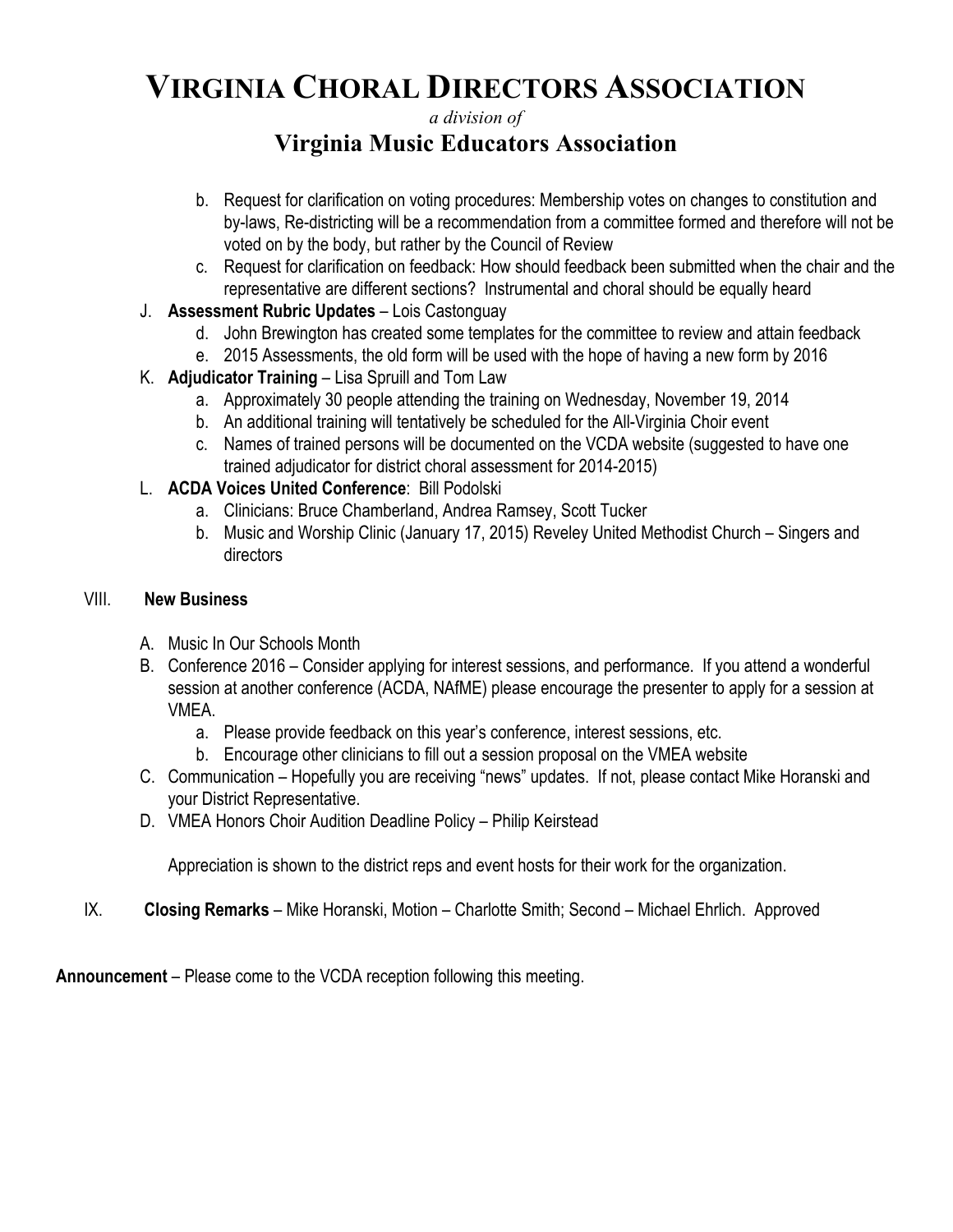# VIRGINIA CHORAL DIRECTORS ASSOCIATION

*a division of*

## Virginia Music Educators Association

- b. Request for clarification on voting procedures: Membership votes on changes to constitution and by-laws, Re-districting will be a recommendation from a committee formed and therefore will not be voted on by the body, but rather by the Council of Review
- c. Request for clarification on feedback: How should feedback been submitted when the chair and the representative are different sections? Instrumental and choral should be equally heard

J. **Assessment Rubric Updates** – Lois Castonguay

- d. John Brewington has created some templates for the committee to review and attain feedback
- e. 2015 Assessments, the old form will be used with the hope of having a new form by 2016

K. **Adjudicator Training** – Lisa Spruill and Tom Law

- a. Approximately 30 people attending the training on Wednesday, November 19, 2014
- b. An additional training will tentatively be scheduled for the All-Virginia Choir event
- c. Names of trained persons will be documented on the VCDA website (suggested to have one trained adjudicator for district choral assessment for 2014-2015)

L. **ACDA Voices United Conference**: Bill Podolski

- a. Clinicians: Bruce Chamberland, Andrea Ramsey, Scott Tucker
- b. Music and Worship Clinic (January 17, 2015) Reveley United Methodist Church – Singers and directors

VIII. **New Business**

A. Music In Our Schools Month

B. Conference 2016 – Consider applying for interest sessions, and performance. If you attend a wonderful session at another conference (ACDA, NAfME) please encourage the presenter to apply for a session at VMEA.

- a. Please provide feedback on this year's conference, interest sessions, etc.
- b. Encourage other clinicians to fill out a session proposal on the VMEA website

C. Communication – Hopefully you are receiving "news" updates. If not, please contact Mike Horanski and your District Representative.

D. VMEA Honors Choir Audition Deadline Policy – Philip Keirstead

Appreciation is shown to the district reps and event hosts for their work for the organization.

IX. **Closing Remarks** – Mike Horanski, Motion – Charlotte Smith; Second – Michael Ehrlich. Approved

**Announcement** – Please come to the VCDA reception following this meeting.